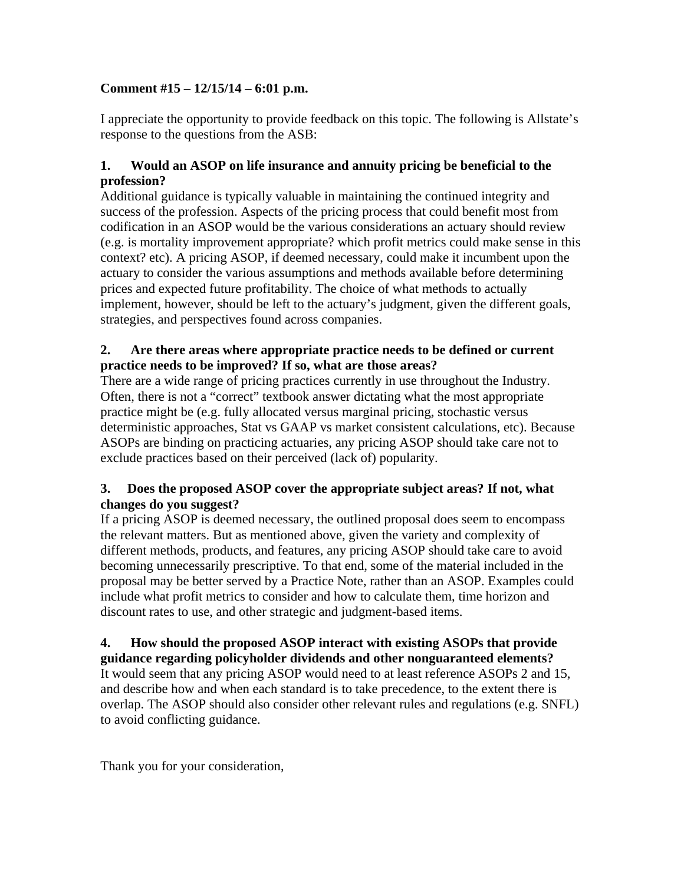**Comment #15 – 12/15/14 – 6:01 p.m.**

I appreciate the opportunity to provide feedback on this topic. The following is Allstate's response to the questions from the ASB:

**1. Would an ASOP on life insurance and annuity pricing be beneficial to the profession?**

Additional guidance is typically valuable in maintaining the continued integrity and success of the profession. Aspects of the pricing process that could benefit most from codification in an ASOP would be the various considerations an actuary should review (e.g. is mortality improvement appropriate? which profit metrics could make sense in this context? etc). A pricing ASOP, if deemed necessary, could make it incumbent upon the actuary to consider the various assumptions and methods available before determining prices and expected future profitability. The choice of what methods to actually implement, however, should be left to the actuary's judgment, given the different goals, strategies, and perspectives found across companies.

**2. Are there areas where appropriate practice needs to be defined or current practice needs to be improved? If so, what are those areas?**

There are a wide range of pricing practices currently in use throughout the Industry. Often, there is not a "correct" textbook answer dictating what the most appropriate practice might be (e.g. fully allocated versus marginal pricing, stochastic versus deterministic approaches, Stat vs GAAP vs market consistent calculations, etc). Because ASOPs are binding on practicing actuaries, any pricing ASOP should take care not to exclude practices based on their perceived (lack of) popularity.

**3. Does the proposed ASOP cover the appropriate subject areas? If not, what changes do you suggest?**

If a pricing ASOP is deemed necessary, the outlined proposal does seem to encompass the relevant matters. But as mentioned above, given the variety and complexity of different methods, products, and features, any pricing ASOP should take care to avoid becoming unnecessarily prescriptive. To that end, some of the material included in the proposal may be better served by a Practice Note, rather than an ASOP. Examples could include what profit metrics to consider and how to calculate them, time horizon and discount rates to use, and other strategic and judgment-based items.

**4. How should the proposed ASOP interact with existing ASOPs that provide guidance regarding policyholder dividends and other nonguaranteed elements?**

It would seem that any pricing ASOP would need to at least reference ASOPs 2 and 15, and describe how and when each standard is to take precedence, to the extent there is overlap. The ASOP should also consider other relevant rules and regulations (e.g. SNFL) to avoid conflicting guidance.

Thank you for your consideration,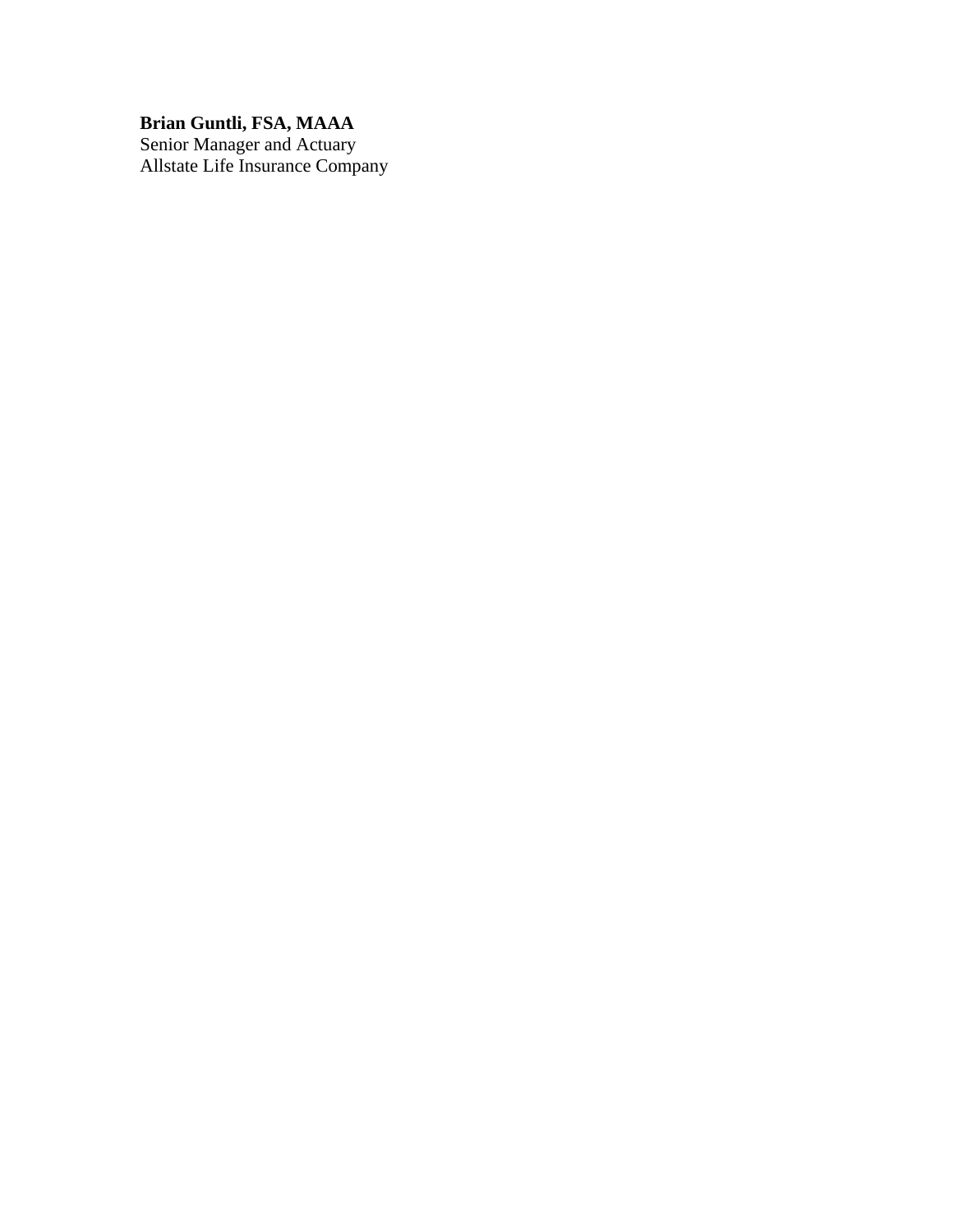**Brian Guntli, FSA, MAAA**
Senior Manager and Actuary
Allstate Life Insurance Company